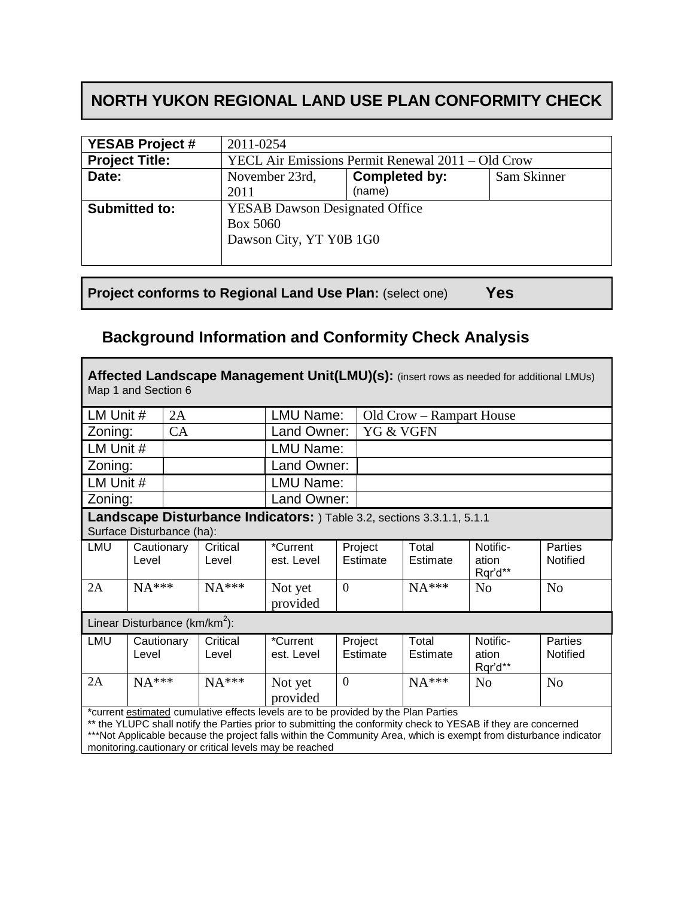# NORTH YUKON REGIONAL LAND USE PLAN CONFORMITY CHECK

| **YESAB Project #** | 2011-0254 | | |
|---|---|---|---|
| **Project Title:** | YECL Air Emissions Permit Renewal 2011 – Old Crow | | |
| **Date:** | November 23rd, 2011 | **Completed by:** (name) | Sam Skinner |
| **Submitted to:** | YESAB Dawson Designated Office<br>Box 5060<br>Dawson City, YT Y0B 1G0 | | |

**Project conforms to Regional Land Use Plan:** (select one) **Yes**

## Background Information and Conformity Check Analysis

**Affected Landscape Management Unit(LMU)(s):** (insert rows as needed for additional LMUs)
Map 1 and Section 6

| LM Unit # | 2A | LMU Name: | Old Crow – Rampart House |
|---|---|---|---|
| Zoning: | CA | Land Owner: | YG & VGFN |
| LM Unit # | | LMU Name: | |
| Zoning: | | Land Owner: | |
| LM Unit # | | LMU Name: | |
| Zoning: | | Land Owner: | |

**Landscape Disturbance Indicators:** ) Table 3.2, sections 3.3.1.1, 5.1.1

Surface Disturbance (ha):

| LMU | Cautionary Level | Critical Level | *Current est. Level | Project Estimate | Total Estimate | Notific-ation Rqr'd** | Parties Notified |
|---|---|---|---|---|---|---|---|
| 2A | NA*** | NA*** | Not yet provided | 0 | NA*** | No | No |

Linear Disturbance (km/km$^2$):

| LMU | Cautionary Level | Critical Level | *Current est. Level | Project Estimate | Total Estimate | Notific-ation Rqr'd** | Parties Notified |
|---|---|---|---|---|---|---|---|
| 2A | NA*** | NA*** | Not yet provided | 0 | NA*** | No | No |

*current estimated cumulative effects levels are to be provided by the Plan Parties

** the YLUPC shall notify the Parties prior to submitting the conformity check to YESAB if they are concerned

***Not Applicable because the project falls within the Community Area, which is exempt from disturbance indicator monitoring.cautionary or critical levels may be reached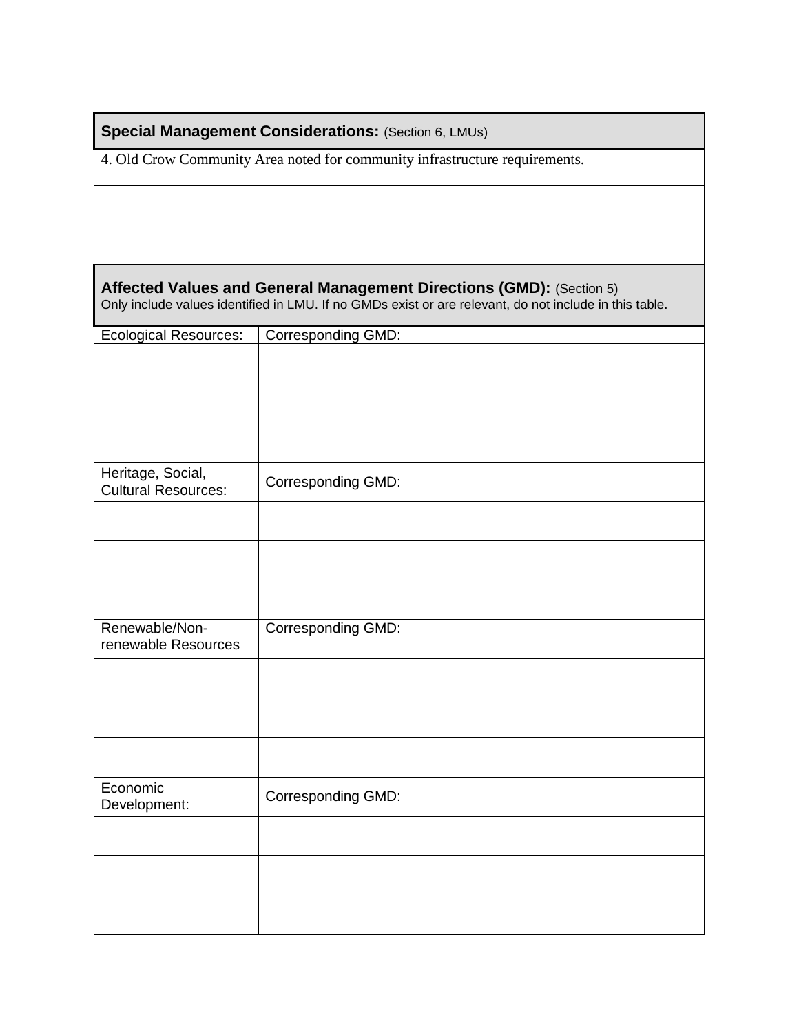| **Special Management Considerations:** (Section 6, LMUs) |
|---|
| 4. Old Crow Community Area noted for community infrastructure requirements. |
| |
| |

| **Affected Values and General Management Directions (GMD):** (Section 5) Only include values identified in LMU. If no GMDs exist or are relevant, do not include in this table. | |
|---|---|
| Ecological Resources: | Corresponding GMD: |
| | |
| | |
| | |
| Heritage, Social, Cultural Resources: | Corresponding GMD: |
| | |
| | |
| | |
| Renewable/Non-renewable Resources | Corresponding GMD: |
| | |
| | |
| | |
| Economic Development: | Corresponding GMD: |
| | |
| | |
| | |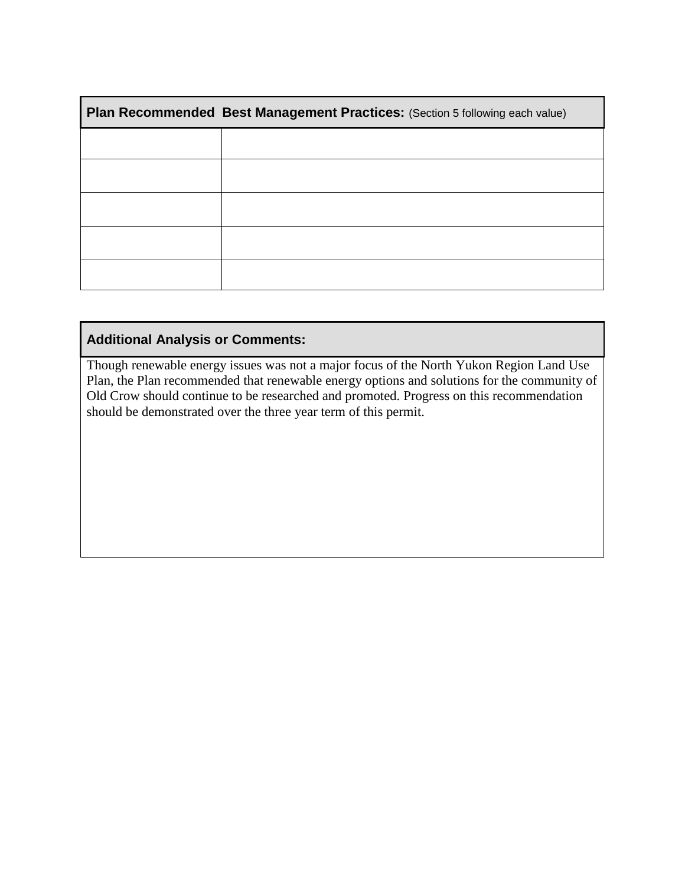| **Plan Recommended Best Management Practices:** (Section 5 following each value) | |
|---|---|
| | |
| | |
| | |
| | |
| | |

| **Additional Analysis or Comments:** |
|---|
| Though renewable energy issues was not a major focus of the North Yukon Region Land Use Plan, the Plan recommended that renewable energy options and solutions for the community of Old Crow should continue to be researched and promoted. Progress on this recommendation should be demonstrated over the three year term of this permit. |